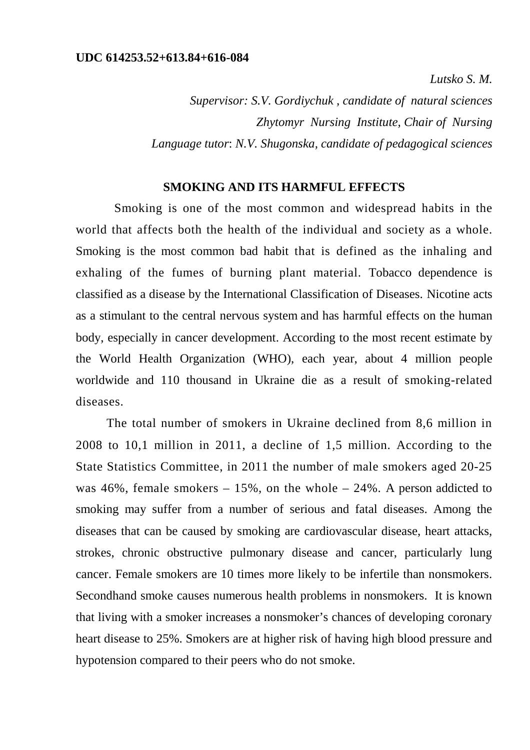**UDC 614253.52+613.84+616-084**

*Lutsko S. M.*

*Supervisor: S.V. Gordiychuk , candidate of natural sciences*

*Zhytomyr Nursing Institute, Chair of Nursing*

*Language tutor*: *N.V. Shugonska, candidate of pedagogical sciences*

# SMOKING AND ITS HARMFUL EFFECTS

Smoking is one of the most common and widespread habits in the world that affects both the health of the individual and society as a whole. Smoking is the most common bad habit that is defined as the inhaling and exhaling of the fumes of burning plant material. Tobacco dependence is classified as a disease by the International Classification of Diseases. Nicotine acts as a stimulant to the central nervous system and has harmful effects on the human body, especially in cancer development. According to the most recent estimate by the World Health Organization (WHO), each year, about 4 million people worldwide and 110 thousand in Ukraine die as a result of smoking-related diseases.

The total number of smokers in Ukraine declined from 8,6 million in 2008 to 10,1 million in 2011, a decline of 1,5 million. According to the State Statistics Committee, in 2011 the number of male smokers aged 20-25 was 46%, female smokers – 15%, on the whole – 24%. A person addicted to smoking may suffer from a number of serious and fatal diseases. Among the diseases that can be caused by smoking are cardiovascular disease, heart attacks, strokes, chronic obstructive pulmonary disease and cancer, particularly lung cancer. Female smokers are 10 times more likely to be infertile than nonsmokers. Secondhand smoke causes numerous health problems in nonsmokers. It is known that living with a smoker increases a nonsmoker's chances of developing coronary heart disease to 25%. Smokers are at higher risk of having high blood pressure and hypotension compared to their peers who do not smoke.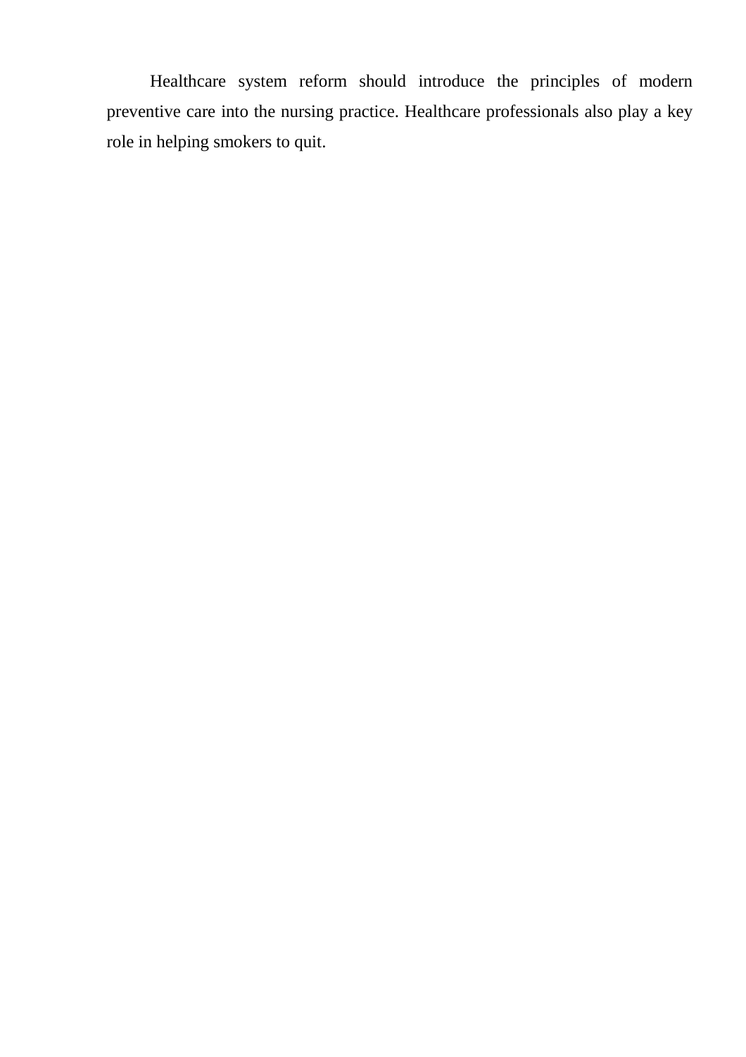Healthcare system reform should introduce the principles of modern preventive care into the nursing practice. Healthcare professionals also play a key role in helping smokers to quit.